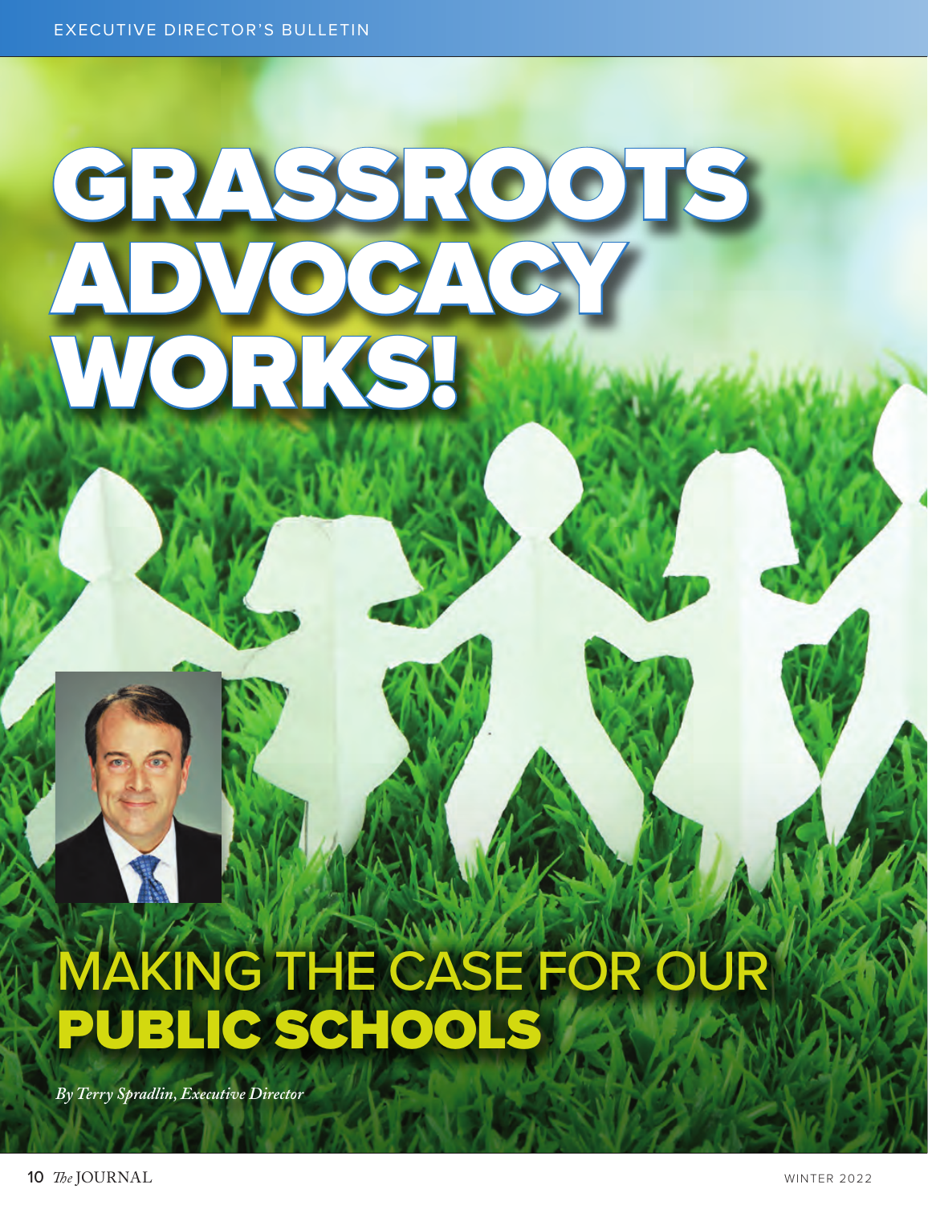# GRASSROOTS ADVOCACY WORKS!

## MAKING THE CASE FOR OUR PUBLIC SCHOOLS

*By Terry Spradlin, Executive Director*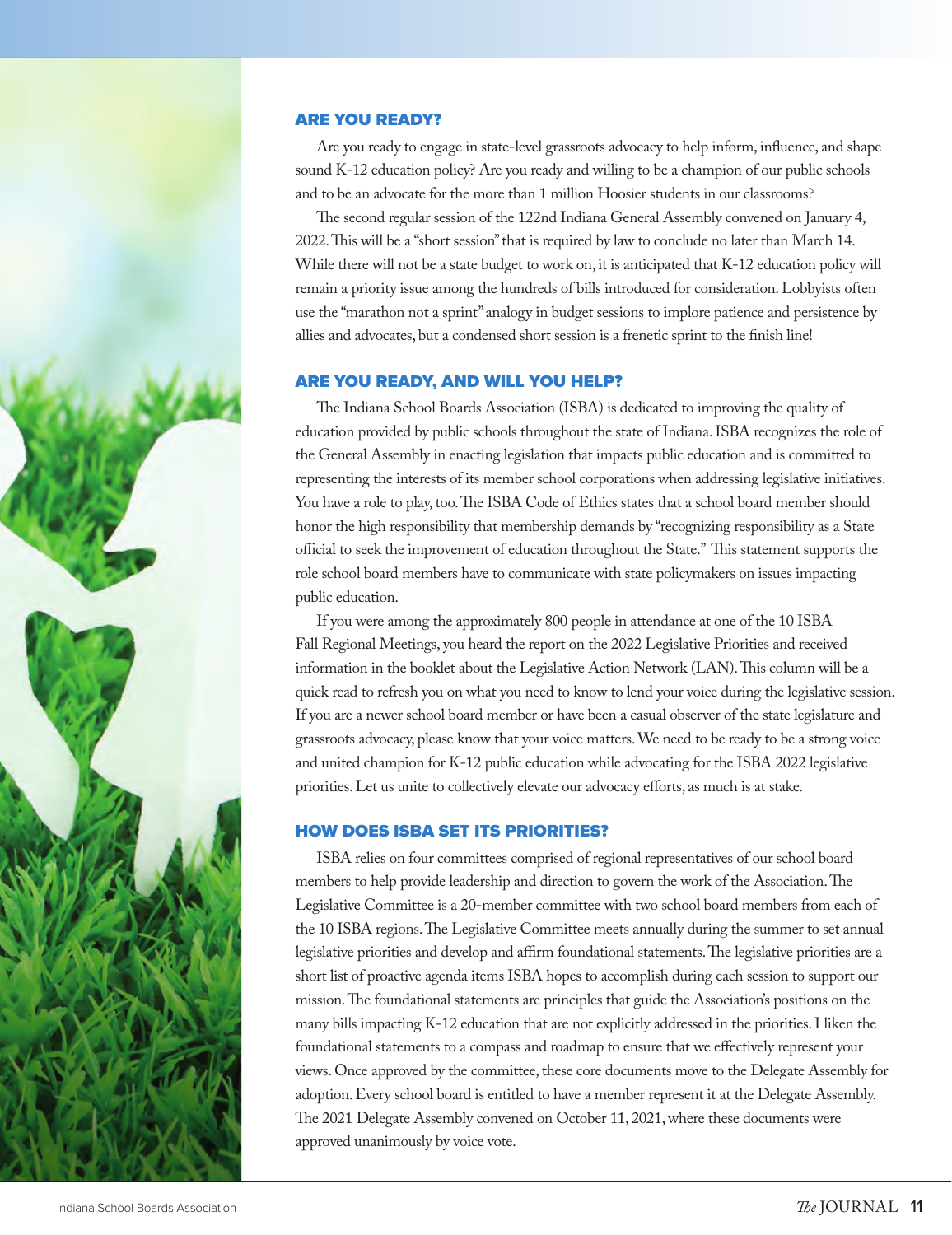## ARE YOU READY?

Are you ready to engage in state-level grassroots advocacy to help inform, influence, and shape sound K-12 education policy? Are you ready and willing to be a champion of our public schools and to be an advocate for the more than 1 million Hoosier students in our classrooms?

The second regular session of the 122nd Indiana General Assembly convened on January 4, 2022. This will be a "short session" that is required by law to conclude no later than March 14. While there will not be a state budget to work on, it is anticipated that K-12 education policy will remain a priority issue among the hundreds of bills introduced for consideration. Lobbyists often use the "marathon not a sprint" analogy in budget sessions to implore patience and persistence by allies and advocates, but a condensed short session is a frenetic sprint to the finish line!

## ARE YOU READY, AND WILL YOU HELP?

The Indiana School Boards Association (ISBA) is dedicated to improving the quality of education provided by public schools throughout the state of Indiana. ISBA recognizes the role of the General Assembly in enacting legislation that impacts public education and is committed to representing the interests of its member school corporations when addressing legislative initiatives. You have a role to play, too. The ISBA Code of Ethics states that a school board member should honor the high responsibility that membership demands by "recognizing responsibility as a State official to seek the improvement of education throughout the State." This statement supports the role school board members have to communicate with state policymakers on issues impacting public education.

If you were among the approximately 800 people in attendance at one of the 10 ISBA Fall Regional Meetings, you heard the report on the 2022 Legislative Priorities and received information in the booklet about the Legislative Action Network (LAN). This column will be a quick read to refresh you on what you need to know to lend your voice during the legislative session. If you are a newer school board member or have been a casual observer of the state legislature and grassroots advocacy, please know that your voice matters. We need to be ready to be a strong voice and united champion for K-12 public education while advocating for the ISBA 2022 legislative priorities. Let us unite to collectively elevate our advocacy efforts, as much is at stake.

## HOW DOES ISBA SET ITS PRIORITIES?

ISBA relies on four committees comprised of regional representatives of our school board members to help provide leadership and direction to govern the work of the Association. The Legislative Committee is a 20-member committee with two school board members from each of the 10 ISBA regions. The Legislative Committee meets annually during the summer to set annual legislative priorities and develop and affirm foundational statements. The legislative priorities are a short list of proactive agenda items ISBA hopes to accomplish during each session to support our mission. The foundational statements are principles that guide the Association's positions on the many bills impacting K-12 education that are not explicitly addressed in the priorities. I liken the foundational statements to a compass and roadmap to ensure that we effectively represent your views. Once approved by the committee, these core documents move to the Delegate Assembly for adoption. Every school board is entitled to have a member represent it at the Delegate Assembly. The 2021 Delegate Assembly convened on October 11, 2021, where these documents were approved unanimously by voice vote.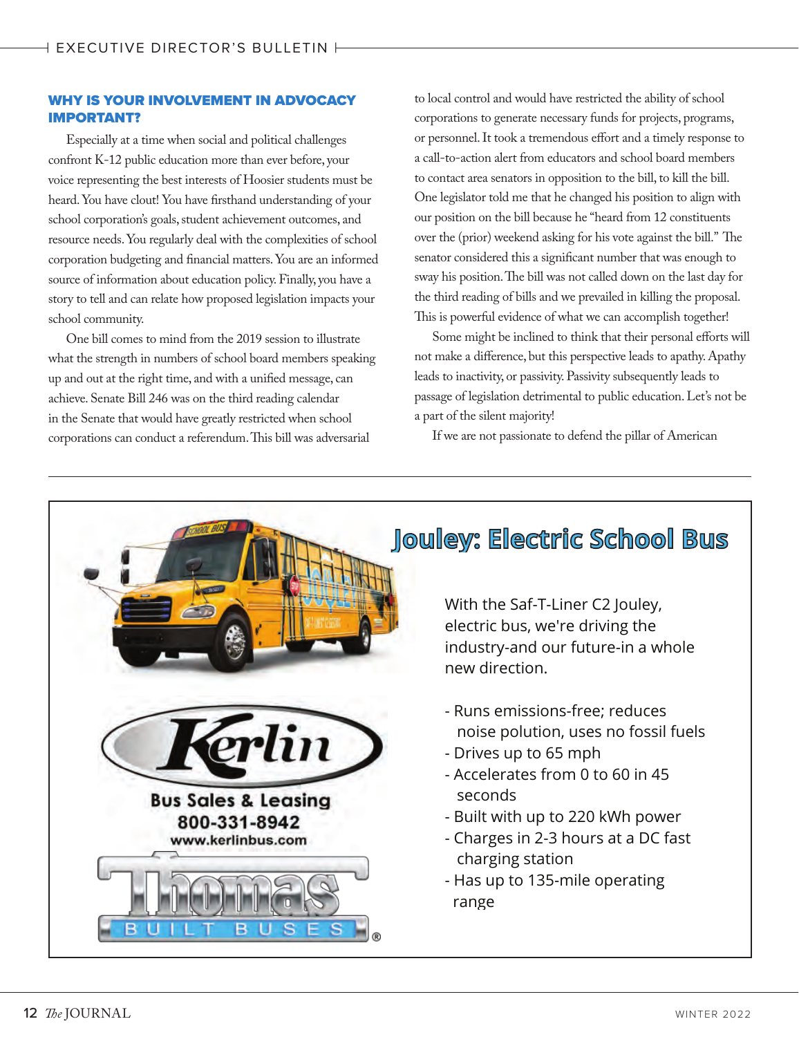## WHY IS YOUR INVOLVEMENT IN ADVOCACY IMPORTANT?

Especially at a time when social and political challenges confront K-12 public education more than ever before, your voice representing the best interests of Hoosier students must be heard. You have clout! You have firsthand understanding of your school corporation's goals, student achievement outcomes, and resource needs. You regularly deal with the complexities of school corporation budgeting and financial matters. You are an informed source of information about education policy. Finally, you have a story to tell and can relate how proposed legislation impacts your school community.

One bill comes to mind from the 2019 session to illustrate what the strength in numbers of school board members speaking up and out at the right time, and with a unified message, can achieve. Senate Bill 246 was on the third reading calendar in the Senate that would have greatly restricted when school corporations can conduct a referendum. This bill was adversarial to local control and would have restricted the ability of school corporations to generate necessary funds for projects, programs, or personnel. It took a tremendous effort and a timely response to a call-to-action alert from educators and school board members to contact area senators in opposition to the bill, to kill the bill. One legislator told me that he changed his position to align with our position on the bill because he "heard from 12 constituents over the (prior) weekend asking for his vote against the bill." The senator considered this a significant number that was enough to sway his position. The bill was not called down on the last day for the third reading of bills and we prevailed in killing the proposal. This is powerful evidence of what we can accomplish together!

Some might be inclined to think that their personal efforts will not make a difference, but this perspective leads to apathy. Apathy leads to inactivity, or passivity. Passivity subsequently leads to passage of legislation detrimental to public education. Let's not be a part of the silent majority!

If we are not passionate to defend the pillar of American

---

## Jouley: Electric School Bus

With the Saf-T-Liner C2 Jouley, electric bus, we're driving the industry-and our future-in a whole new direction.

- Runs emissions-free; reduces noise pollution, uses no fossil fuels
- Drives up to 65 mph
- Accelerates from 0 to 60 in 45 seconds
- Built with up to 220 kWh power
- Charges in 2-3 hours at a DC fast charging station
- Has up to 135-mile operating range

Kerlin

Bus Sales & Leasing
800-331-8942
www.kerlinbus.com

Thomas BUILT BUSES®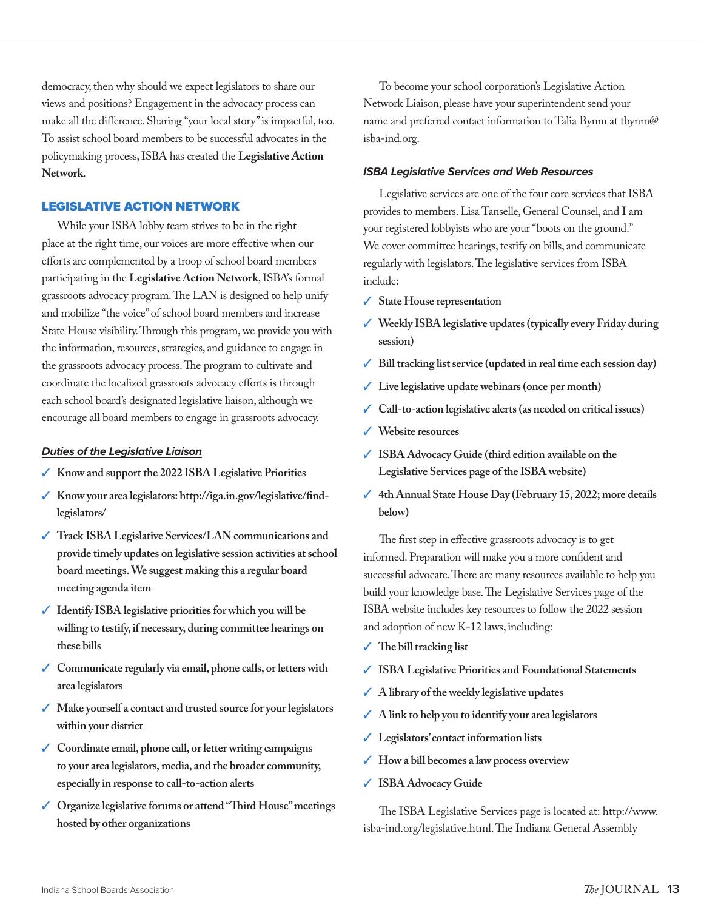democracy, then why should we expect legislators to share our views and positions? Engagement in the advocacy process can make all the difference. Sharing "your local story" is impactful, too. To assist school board members to be successful advocates in the policymaking process, ISBA has created the **Legislative Action Network**.

## LEGISLATIVE ACTION NETWORK

While your ISBA lobby team strives to be in the right place at the right time, our voices are more effective when our efforts are complemented by a troop of school board members participating in the **Legislative Action Network**, ISBA's formal grassroots advocacy program. The LAN is designed to help unify and mobilize "the voice" of school board members and increase State House visibility. Through this program, we provide you with the information, resources, strategies, and guidance to engage in the grassroots advocacy process. The program to cultivate and coordinate the localized grassroots advocacy efforts is through each school board's designated legislative liaison, although we encourage all board members to engage in grassroots advocacy.

### *Duties of the Legislative Liaison*

- ✓ **Know and support the 2022 ISBA Legislative Priorities**
- ✓ **Know your area legislators: http://iga.in.gov/legislative/find-legislators/**
- ✓ **Track ISBA Legislative Services/LAN communications and provide timely updates on legislative session activities at school board meetings. We suggest making this a regular board meeting agenda item**
- ✓ **Identify ISBA legislative priorities for which you will be willing to testify, if necessary, during committee hearings on these bills**
- ✓ **Communicate regularly via email, phone calls, or letters with area legislators**
- ✓ **Make yourself a contact and trusted source for your legislators within your district**
- ✓ **Coordinate email, phone call, or letter writing campaigns to your area legislators, media, and the broader community, especially in response to call-to-action alerts**
- ✓ **Organize legislative forums or attend "Third House" meetings hosted by other organizations**

To become your school corporation's Legislative Action Network Liaison, please have your superintendent send your name and preferred contact information to Talia Bynm at tbynm@isba-ind.org.

### *ISBA Legislative Services and Web Resources*

Legislative services are one of the four core services that ISBA provides to members. Lisa Tanselle, General Counsel, and I am your registered lobbyists who are your "boots on the ground." We cover committee hearings, testify on bills, and communicate regularly with legislators. The legislative services from ISBA include:

- ✓ **State House representation**
- ✓ **Weekly ISBA legislative updates (typically every Friday during session)**
- ✓ **Bill tracking list service (updated in real time each session day)**
- ✓ **Live legislative update webinars (once per month)**
- ✓ **Call-to-action legislative alerts (as needed on critical issues)**
- ✓ **Website resources**
- ✓ **ISBA Advocacy Guide (third edition available on the Legislative Services page of the ISBA website)**
- ✓ **4th Annual State House Day (February 15, 2022; more details below)**

The first step in effective grassroots advocacy is to get informed. Preparation will make you a more confident and successful advocate. There are many resources available to help you build your knowledge base. The Legislative Services page of the ISBA website includes key resources to follow the 2022 session and adoption of new K-12 laws, including:

- ✓ **The bill tracking list**
- ✓ **ISBA Legislative Priorities and Foundational Statements**
- ✓ **A library of the weekly legislative updates**
- ✓ **A link to help you to identify your area legislators**
- ✓ **Legislators' contact information lists**
- ✓ **How a bill becomes a law process overview**
- ✓ **ISBA Advocacy Guide**

The ISBA Legislative Services page is located at: http://www.isba-ind.org/legislative.html. The Indiana General Assembly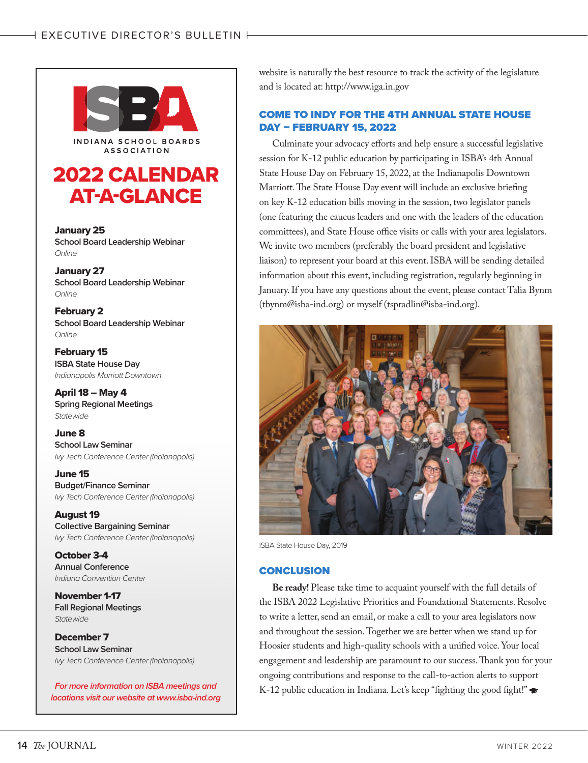**INDIANA SCHOOL BOARDS ASSOCIATION**

## 2022 CALENDAR AT-A-GLANCE

**January 25**
School Board Leadership Webinar
*Online*

**January 27**
School Board Leadership Webinar
*Online*

**February 2**
School Board Leadership Webinar
*Online*

**February 15**
ISBA State House Day
*Indianapolis Marriott Downtown*

**April 18 – May 4**
Spring Regional Meetings
*Statewide*

**June 8**
School Law Seminar
*Ivy Tech Conference Center (Indianapolis)*

**June 15**
Budget/Finance Seminar
*Ivy Tech Conference Center (Indianapolis)*

**August 19**
Collective Bargaining Seminar
*Ivy Tech Conference Center (Indianapolis)*

**October 3-4**
Annual Conference
*Indiana Convention Center*

**November 1-17**
Fall Regional Meetings
*Statewide*

**December 7**
School Law Seminar
*Ivy Tech Conference Center (Indianapolis)*

*For more information on ISBA meetings and locations visit our website at www.isba-ind.org*

website is naturally the best resource to track the activity of the legislature and is located at: http://www.iga.in.gov

### COME TO INDY FOR THE 4TH ANNUAL STATE HOUSE DAY – FEBRUARY 15, 2022

Culminate your advocacy efforts and help ensure a successful legislative session for K-12 public education by participating in ISBA's 4th Annual State House Day on February 15, 2022, at the Indianapolis Downtown Marriott. The State House Day event will include an exclusive briefing on key K-12 education bills moving in the session, two legislator panels (one featuring the caucus leaders and one with the leaders of the education committees), and State House office visits or calls with your area legislators. We invite two members (preferably the board president and legislative liaison) to represent your board at this event. ISBA will be sending detailed information about this event, including registration, regularly beginning in January. If you have any questions about the event, please contact Talia Bynm (tbynm@isba-ind.org) or myself (tspradlin@isba-ind.org).

ISBA State House Day, 2019

### CONCLUSION

**Be ready!** Please take time to acquaint yourself with the full details of the ISBA 2022 Legislative Priorities and Foundational Statements. Resolve to write a letter, send an email, or make a call to your area legislators now and throughout the session. Together we are better when we stand up for Hoosier students and high-quality schools with a unified voice. Your local engagement and leadership are paramount to our success. Thank you for your ongoing contributions and response to the call-to-action alerts to support K-12 public education in Indiana. Let's keep "fighting the good fight!"